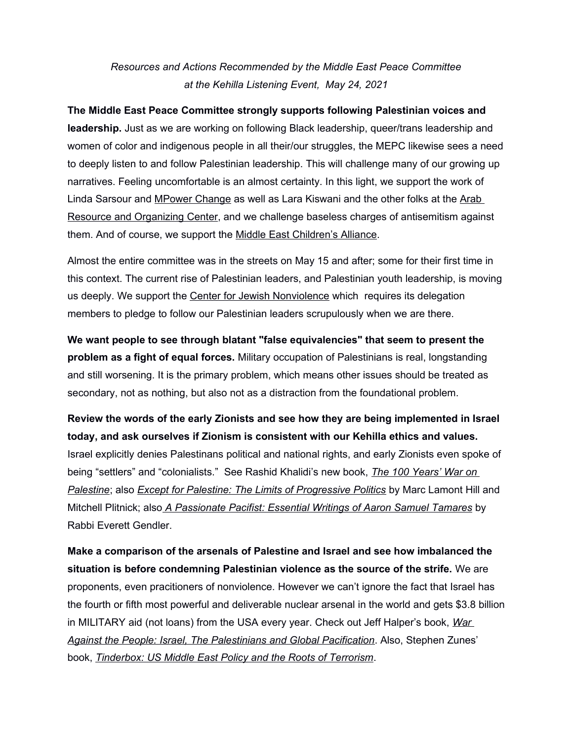*Resources and Actions Recommended by the Middle East Peace Committee at the Kehilla Listening Event, May 24, 2021*

**The Middle East Peace Committee strongly supports following Palestinian voices and leadership.** Just as we are working on following Black leadership, queer/trans leadership and women of color and indigenous people in all their/our struggles, the MEPC likewise sees a need to deeply listen to and follow Palestinian leadership. This will challenge many of our growing up narratives. Feeling uncomfortable is an almost certainty. In this light, we support the work of Linda Sarsour and MPower Change as well as Lara Kiswani and the other folks at the Arab Resource and Organizing Center, and we challenge baseless charges of antisemitism against them. And of course, we support the Middle East Children's Alliance.

Almost the entire committee was in the streets on May 15 and after; some for their first time in this context. The current rise of Palestinian leaders, and Palestinian youth leadership, is moving us deeply. We support the Center for Jewish Nonviolence which requires its delegation members to pledge to follow our Palestinian leaders scrupulously when we are there.

**We want people to see through blatant "false equivalencies" that seem to present the problem as a fight of equal forces.** Military occupation of Palestinians is real, longstanding and still worsening. It is the primary problem, which means other issues should be treated as secondary, not as nothing, but also not as a distraction from the foundational problem.

**Review the words of the early Zionists and see how they are being implemented in Israel today, and ask ourselves if Zionism is consistent with our Kehilla ethics and values.** Israel explicitly denies Palestinans political and national rights, and early Zionists even spoke of being "settlers" and "colonialists." See Rashid Khalidi's new book, *The 100 Years' War on Palestine*; also *Except for Palestine: The Limits of Progressive Politics* by Marc Lamont Hill and Mitchell Plitnick; also *A Passionate Pacifist: Essential Writings of Aaron Samuel Tamares* by Rabbi Everett Gendler.

**Make a comparison of the arsenals of Palestine and Israel and see how imbalanced the situation is before condemning Palestinian violence as the source of the strife.** We are proponents, even pracitioners of nonviolence. However we can't ignore the fact that Israel has the fourth or fifth most powerful and deliverable nuclear arsenal in the world and gets $3.8 billion in MILITARY aid (not loans) from the USA every year. Check out Jeff Halper's book, *War Against the People: Israel, The Palestinians and Global Pacification*. Also, Stephen Zunes' book, *Tinderbox: US Middle East Policy and the Roots of Terrorism*.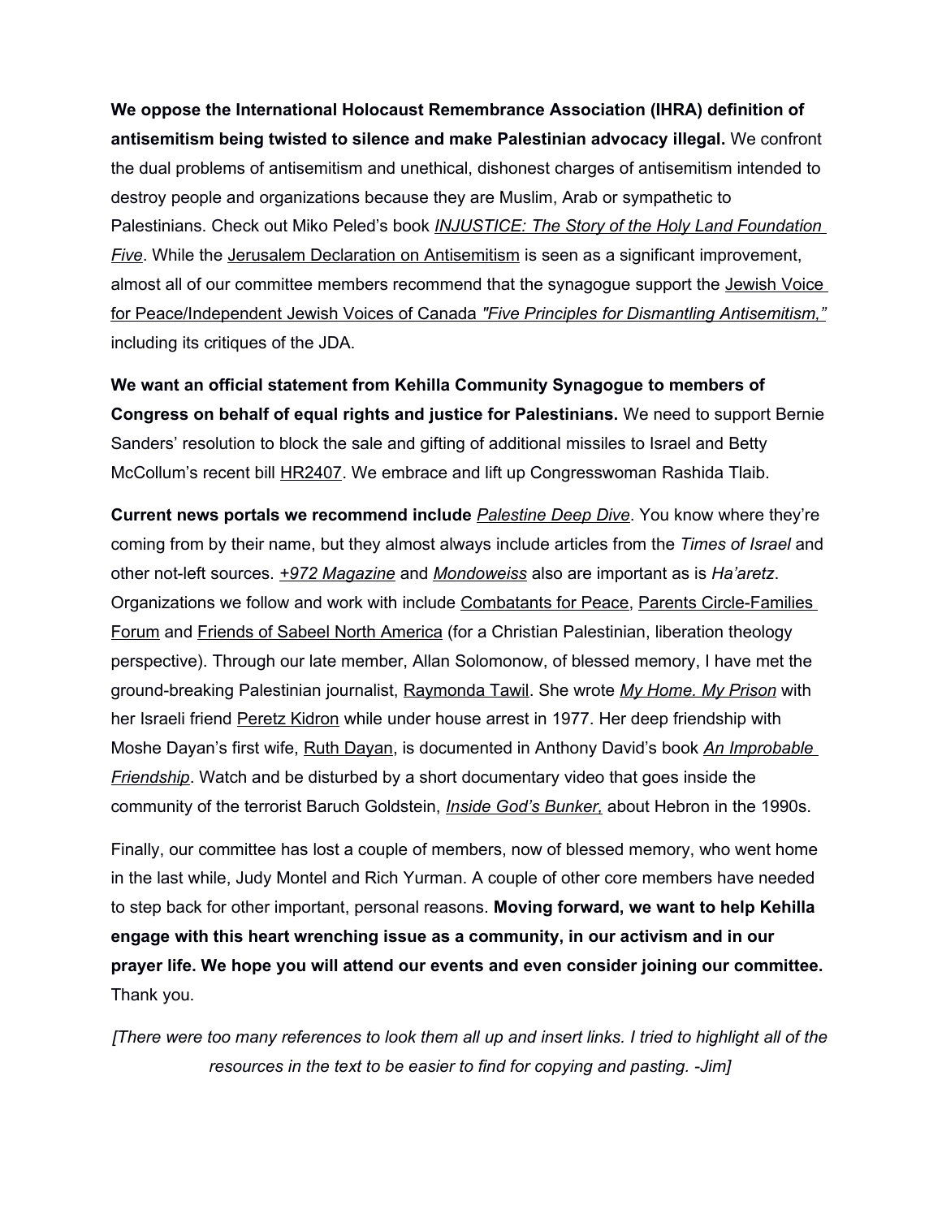**We oppose the International Holocaust Remembrance Association (IHRA) definition of antisemitism being twisted to silence and make Palestinian advocacy illegal.** We confront the dual problems of antisemitism and unethical, dishonest charges of antisemitism intended to destroy people and organizations because they are Muslim, Arab or sympathetic to Palestinians. Check out Miko Peled's book *INJUSTICE: The Story of the Holy Land Foundation Five*. While the Jerusalem Declaration on Antisemitism is seen as a significant improvement, almost all of our committee members recommend that the synagogue support the Jewish Voice for Peace/Independent Jewish Voices of Canada *"Five Principles for Dismantling Antisemitism,"* including its critiques of the JDA.

**We want an official statement from Kehilla Community Synagogue to members of Congress on behalf of equal rights and justice for Palestinians.** We need to support Bernie Sanders' resolution to block the sale and gifting of additional missiles to Israel and Betty McCollum's recent bill HR2407. We embrace and lift up Congresswoman Rashida Tlaib.

**Current news portals we recommend include** *Palestine Deep Dive*. You know where they're coming from by their name, but they almost always include articles from the *Times of Israel* and other not-left sources. *+972 Magazine* and *Mondoweiss* also are important as is *Ha'aretz*. Organizations we follow and work with include Combatants for Peace, Parents Circle-Families Forum and Friends of Sabeel North America (for a Christian Palestinian, liberation theology perspective). Through our late member, Allan Solomonow, of blessed memory, I have met the ground-breaking Palestinian journalist, Raymonda Tawil. She wrote *My Home. My Prison* with her Israeli friend Peretz Kidron while under house arrest in 1977. Her deep friendship with Moshe Dayan's first wife, Ruth Dayan, is documented in Anthony David's book *An Improbable Friendship*. Watch and be disturbed by a short documentary video that goes inside the community of the terrorist Baruch Goldstein, *Inside God's Bunker*, about Hebron in the 1990s.

Finally, our committee has lost a couple of members, now of blessed memory, who went home in the last while, Judy Montel and Rich Yurman. A couple of other core members have needed to step back for other important, personal reasons. **Moving forward, we want to help Kehilla engage with this heart wrenching issue as a community, in our activism and in our prayer life. We hope you will attend our events and even consider joining our committee.** Thank you.

*[There were too many references to look them all up and insert links. I tried to highlight all of the resources in the text to be easier to find for copying and pasting. -Jim]*